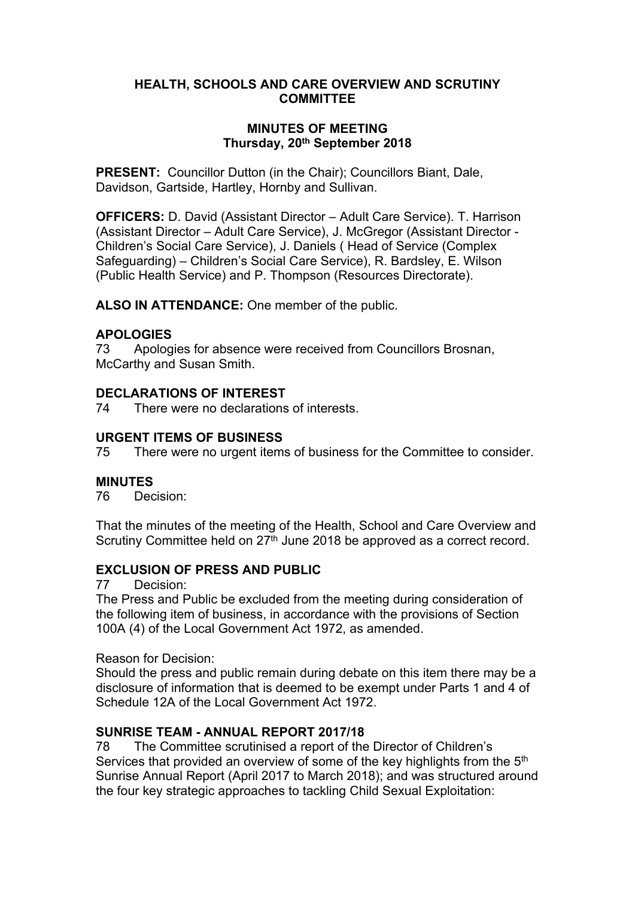# HEALTH, SCHOOLS AND CARE OVERVIEW AND SCRUTINY COMMITTEE

## MINUTES OF MEETING
**Thursday, 20th September 2018**

**PRESENT:** Councillor Dutton (in the Chair); Councillors Biant, Dale, Davidson, Gartside, Hartley, Hornby and Sullivan.

**OFFICERS:** D. David (Assistant Director – Adult Care Service). T. Harrison (Assistant Director – Adult Care Service), J. McGregor (Assistant Director - Children's Social Care Service), J. Daniels ( Head of Service (Complex Safeguarding) – Children's Social Care Service), R. Bardsley, E. Wilson (Public Health Service) and P. Thompson (Resources Directorate).

**ALSO IN ATTENDANCE:** One member of the public.

### APOLOGIES
73 Apologies for absence were received from Councillors Brosnan, McCarthy and Susan Smith.

### DECLARATIONS OF INTEREST
74 There were no declarations of interests.

### URGENT ITEMS OF BUSINESS
75 There were no urgent items of business for the Committee to consider.

### MINUTES
76 Decision:

That the minutes of the meeting of the Health, School and Care Overview and Scrutiny Committee held on 27th June 2018 be approved as a correct record.

### EXCLUSION OF PRESS AND PUBLIC
77 Decision:
The Press and Public be excluded from the meeting during consideration of the following item of business, in accordance with the provisions of Section 100A (4) of the Local Government Act 1972, as amended.

Reason for Decision:
Should the press and public remain during debate on this item there may be a disclosure of information that is deemed to be exempt under Parts 1 and 4 of Schedule 12A of the Local Government Act 1972.

### SUNRISE TEAM - ANNUAL REPORT 2017/18
78 The Committee scrutinised a report of the Director of Children's Services that provided an overview of some of the key highlights from the 5th Sunrise Annual Report (April 2017 to March 2018); and was structured around the four key strategic approaches to tackling Child Sexual Exploitation: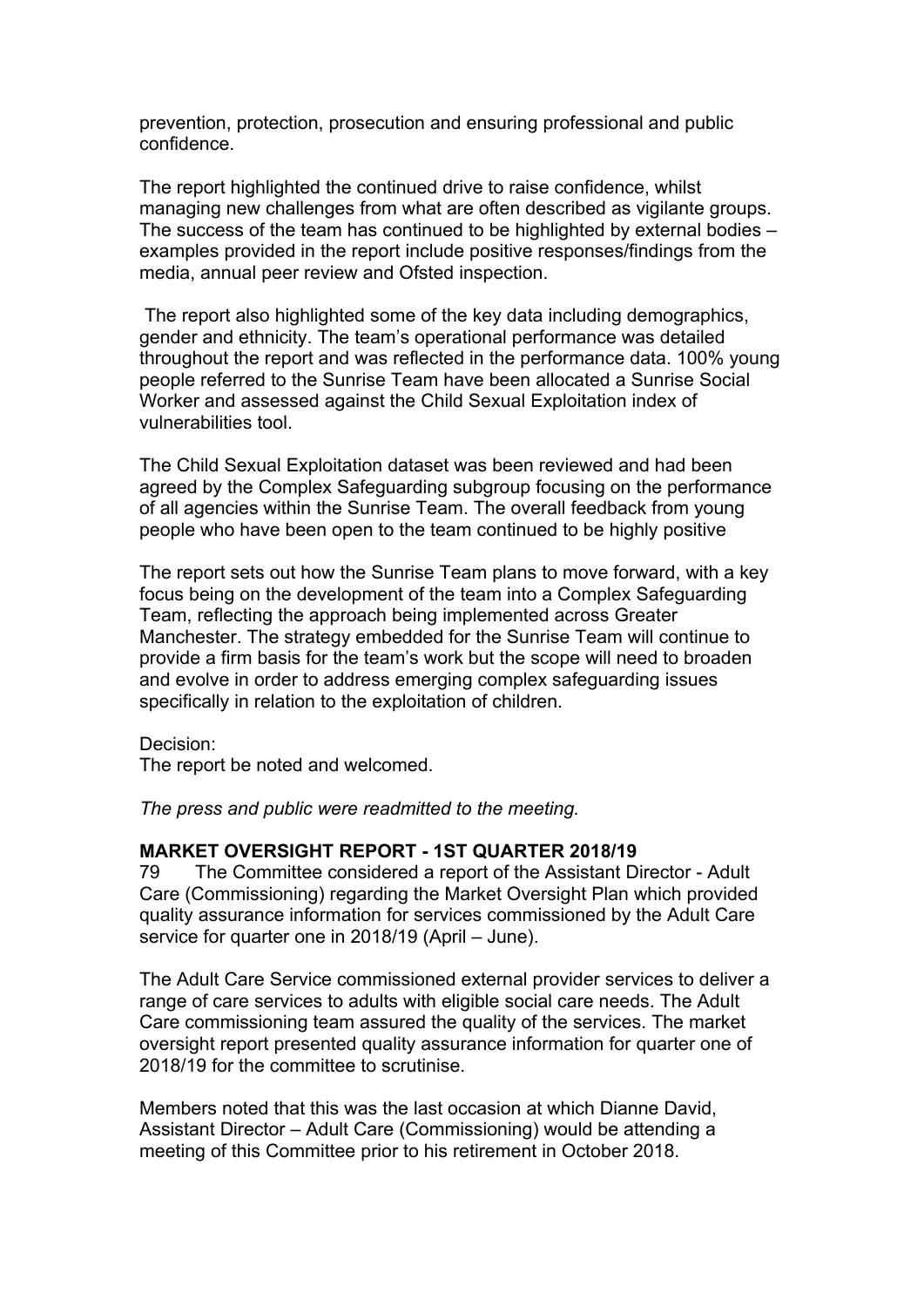prevention, protection, prosecution and ensuring professional and public confidence.

The report highlighted the continued drive to raise confidence, whilst managing new challenges from what are often described as vigilante groups. The success of the team has continued to be highlighted by external bodies – examples provided in the report include positive responses/findings from the media, annual peer review and Ofsted inspection.

The report also highlighted some of the key data including demographics, gender and ethnicity. The team's operational performance was detailed throughout the report and was reflected in the performance data. 100% young people referred to the Sunrise Team have been allocated a Sunrise Social Worker and assessed against the Child Sexual Exploitation index of vulnerabilities tool.

The Child Sexual Exploitation dataset was been reviewed and had been agreed by the Complex Safeguarding subgroup focusing on the performance of all agencies within the Sunrise Team. The overall feedback from young people who have been open to the team continued to be highly positive

The report sets out how the Sunrise Team plans to move forward, with a key focus being on the development of the team into a Complex Safeguarding Team, reflecting the approach being implemented across Greater Manchester. The strategy embedded for the Sunrise Team will continue to provide a firm basis for the team's work but the scope will need to broaden and evolve in order to address emerging complex safeguarding issues specifically in relation to the exploitation of children.

Decision:
The report be noted and welcomed.

*The press and public were readmitted to the meeting.*

**MARKET OVERSIGHT REPORT - 1ST QUARTER 2018/19**

79 The Committee considered a report of the Assistant Director - Adult Care (Commissioning) regarding the Market Oversight Plan which provided quality assurance information for services commissioned by the Adult Care service for quarter one in 2018/19 (April – June).

The Adult Care Service commissioned external provider services to deliver a range of care services to adults with eligible social care needs. The Adult Care commissioning team assured the quality of the services. The market oversight report presented quality assurance information for quarter one of 2018/19 for the committee to scrutinise.

Members noted that this was the last occasion at which Dianne David, Assistant Director – Adult Care (Commissioning) would be attending a meeting of this Committee prior to his retirement in October 2018.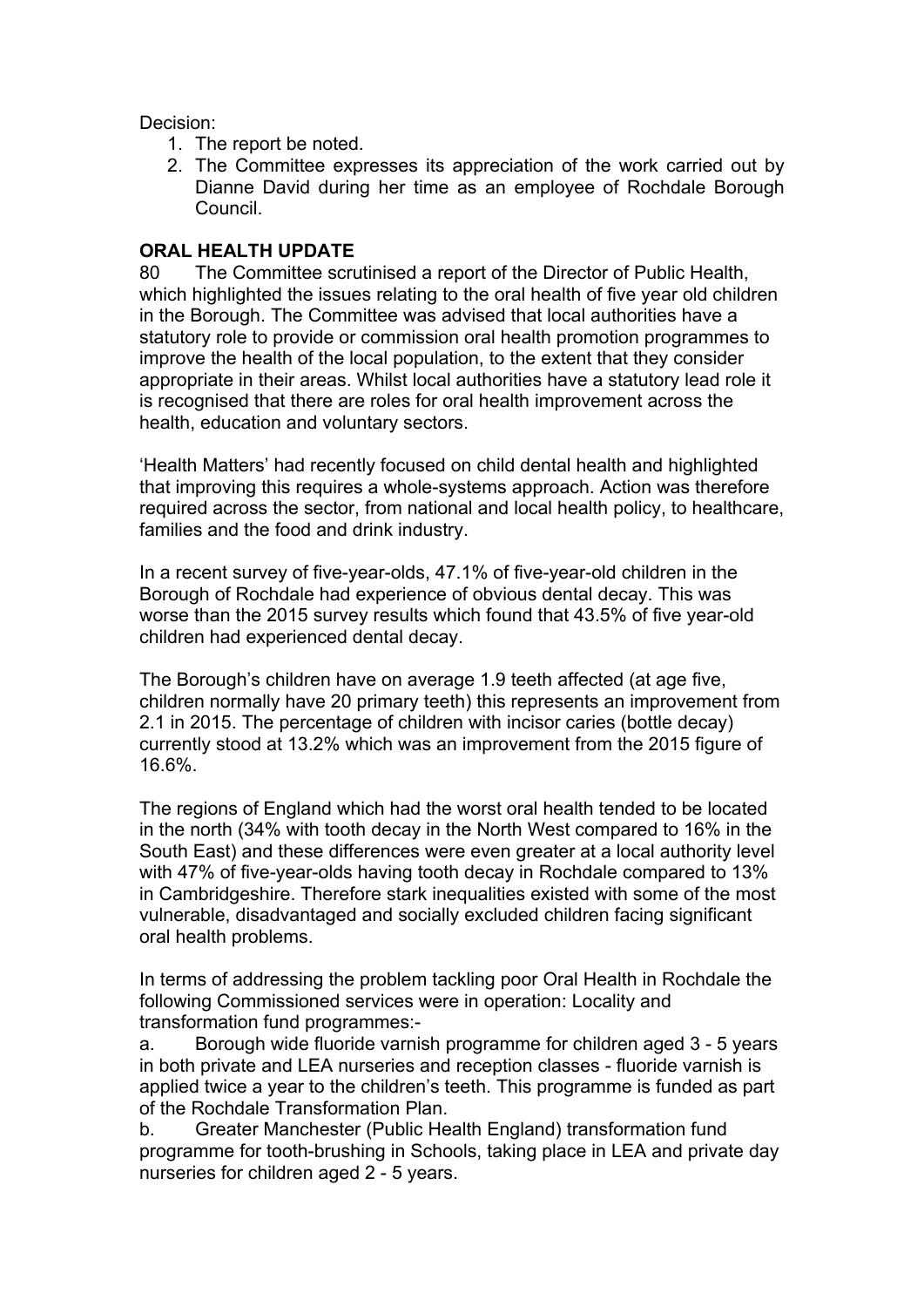Decision:

1. The report be noted.
2. The Committee expresses its appreciation of the work carried out by Dianne David during her time as an employee of Rochdale Borough Council.

**ORAL HEALTH UPDATE**

80 The Committee scrutinised a report of the Director of Public Health, which highlighted the issues relating to the oral health of five year old children in the Borough. The Committee was advised that local authorities have a statutory role to provide or commission oral health promotion programmes to improve the health of the local population, to the extent that they consider appropriate in their areas. Whilst local authorities have a statutory lead role it is recognised that there are roles for oral health improvement across the health, education and voluntary sectors.

'Health Matters' had recently focused on child dental health and highlighted that improving this requires a whole-systems approach. Action was therefore required across the sector, from national and local health policy, to healthcare, families and the food and drink industry.

In a recent survey of five-year-olds, 47.1% of five-year-old children in the Borough of Rochdale had experience of obvious dental decay. This was worse than the 2015 survey results which found that 43.5% of five year-old children had experienced dental decay.

The Borough's children have on average 1.9 teeth affected (at age five, children normally have 20 primary teeth) this represents an improvement from 2.1 in 2015. The percentage of children with incisor caries (bottle decay) currently stood at 13.2% which was an improvement from the 2015 figure of 16.6%.

The regions of England which had the worst oral health tended to be located in the north (34% with tooth decay in the North West compared to 16% in the South East) and these differences were even greater at a local authority level with 47% of five-year-olds having tooth decay in Rochdale compared to 13% in Cambridgeshire. Therefore stark inequalities existed with some of the most vulnerable, disadvantaged and socially excluded children facing significant oral health problems.

In terms of addressing the problem tackling poor Oral Health in Rochdale the following Commissioned services were in operation: Locality and transformation fund programmes:-

a. Borough wide fluoride varnish programme for children aged 3 - 5 years in both private and LEA nurseries and reception classes - fluoride varnish is applied twice a year to the children's teeth. This programme is funded as part of the Rochdale Transformation Plan.

b. Greater Manchester (Public Health England) transformation fund programme for tooth-brushing in Schools, taking place in LEA and private day nurseries for children aged 2 - 5 years.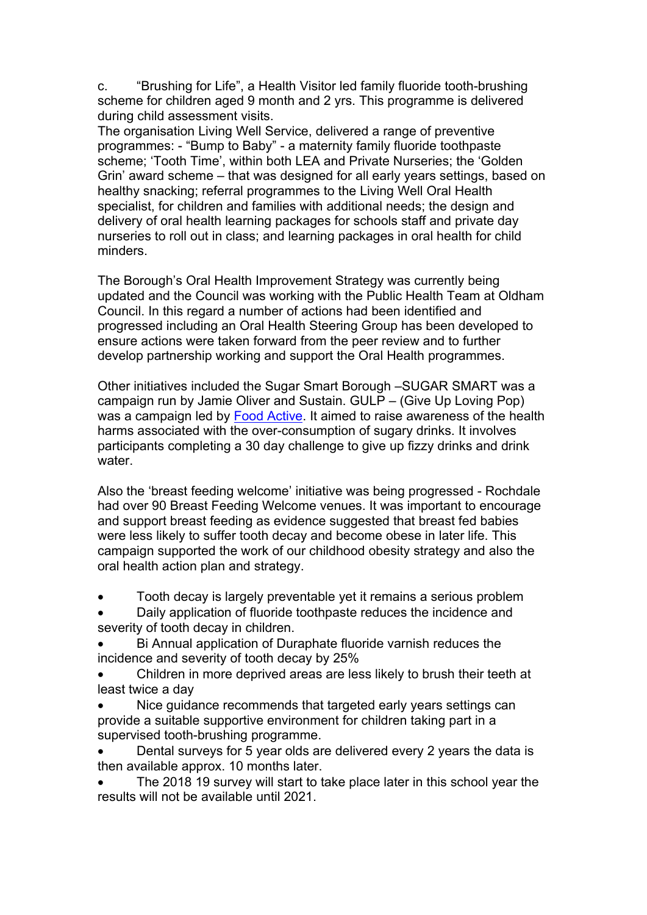c. "Brushing for Life", a Health Visitor led family fluoride tooth-brushing scheme for children aged 9 month and 2 yrs. This programme is delivered during child assessment visits.
The organisation Living Well Service, delivered a range of preventive programmes: - "Bump to Baby" - a maternity family fluoride toothpaste scheme; 'Tooth Time', within both LEA and Private Nurseries; the 'Golden Grin' award scheme – that was designed for all early years settings, based on healthy snacking; referral programmes to the Living Well Oral Health specialist, for children and families with additional needs; the design and delivery of oral health learning packages for schools staff and private day nurseries to roll out in class; and learning packages in oral health for child minders.

The Borough's Oral Health Improvement Strategy was currently being updated and the Council was working with the Public Health Team at Oldham Council. In this regard a number of actions had been identified and progressed including an Oral Health Steering Group has been developed to ensure actions were taken forward from the peer review and to further develop partnership working and support the Oral Health programmes.

Other initiatives included the Sugar Smart Borough –SUGAR SMART was a campaign run by Jamie Oliver and Sustain. GULP – (Give Up Loving Pop) was a campaign led by Food Active. It aimed to raise awareness of the health harms associated with the over-consumption of sugary drinks. It involves participants completing a 30 day challenge to give up fizzy drinks and drink water.

Also the 'breast feeding welcome' initiative was being progressed - Rochdale had over 90 Breast Feeding Welcome venues. It was important to encourage and support breast feeding as evidence suggested that breast fed babies were less likely to suffer tooth decay and become obese in later life. This campaign supported the work of our childhood obesity strategy and also the oral health action plan and strategy.

- Tooth decay is largely preventable yet it remains a serious problem
- Daily application of fluoride toothpaste reduces the incidence and severity of tooth decay in children.
- Bi Annual application of Duraphate fluoride varnish reduces the incidence and severity of tooth decay by 25%
- Children in more deprived areas are less likely to brush their teeth at least twice a day
- Nice guidance recommends that targeted early years settings can provide a suitable supportive environment for children taking part in a supervised tooth-brushing programme.
- Dental surveys for 5 year olds are delivered every 2 years the data is then available approx. 10 months later.
- The 2018 19 survey will start to take place later in this school year the results will not be available until 2021.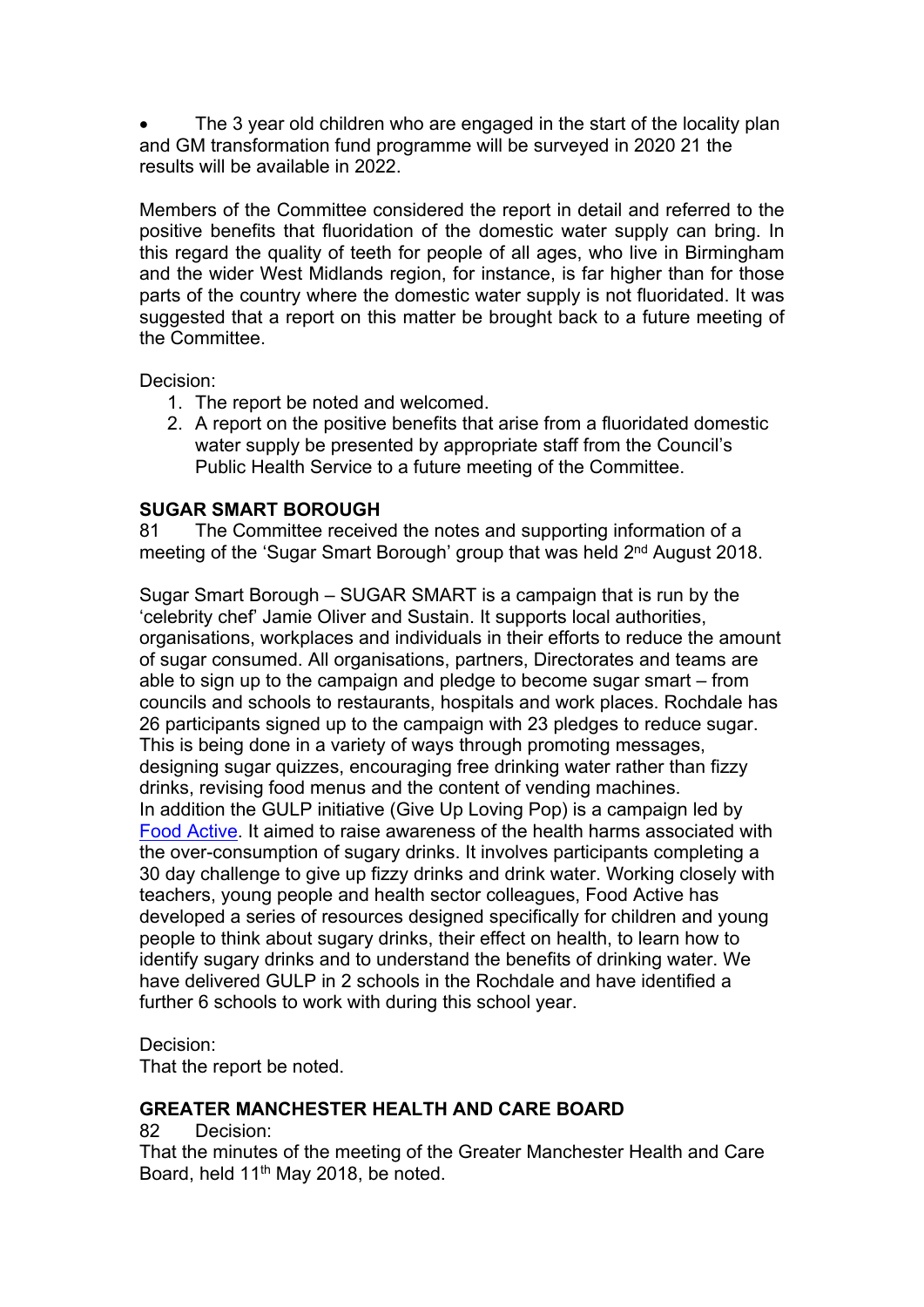- The 3 year old children who are engaged in the start of the locality plan and GM transformation fund programme will be surveyed in 2020 21 the results will be available in 2022.

Members of the Committee considered the report in detail and referred to the positive benefits that fluoridation of the domestic water supply can bring. In this regard the quality of teeth for people of all ages, who live in Birmingham and the wider West Midlands region, for instance, is far higher than for those parts of the country where the domestic water supply is not fluoridated. It was suggested that a report on this matter be brought back to a future meeting of the Committee.

Decision:

1. The report be noted and welcomed.
2. A report on the positive benefits that arise from a fluoridated domestic water supply be presented by appropriate staff from the Council's Public Health Service to a future meeting of the Committee.

**SUGAR SMART BOROUGH**

81 The Committee received the notes and supporting information of a meeting of the 'Sugar Smart Borough' group that was held 2nd August 2018.

Sugar Smart Borough – SUGAR SMART is a campaign that is run by the 'celebrity chef' Jamie Oliver and Sustain. It supports local authorities, organisations, workplaces and individuals in their efforts to reduce the amount of sugar consumed. All organisations, partners, Directorates and teams are able to sign up to the campaign and pledge to become sugar smart – from councils and schools to restaurants, hospitals and work places. Rochdale has 26 participants signed up to the campaign with 23 pledges to reduce sugar. This is being done in a variety of ways through promoting messages, designing sugar quizzes, encouraging free drinking water rather than fizzy drinks, revising food menus and the content of vending machines.
In addition the GULP initiative (Give Up Loving Pop) is a campaign led by Food Active. It aimed to raise awareness of the health harms associated with the over-consumption of sugary drinks. It involves participants completing a 30 day challenge to give up fizzy drinks and drink water. Working closely with teachers, young people and health sector colleagues, Food Active has developed a series of resources designed specifically for children and young people to think about sugary drinks, their effect on health, to learn how to identify sugary drinks and to understand the benefits of drinking water. We have delivered GULP in 2 schools in the Rochdale and have identified a further 6 schools to work with during this school year.

Decision:
That the report be noted.

**GREATER MANCHESTER HEALTH AND CARE BOARD**

82 Decision:
That the minutes of the meeting of the Greater Manchester Health and Care Board, held 11th May 2018, be noted.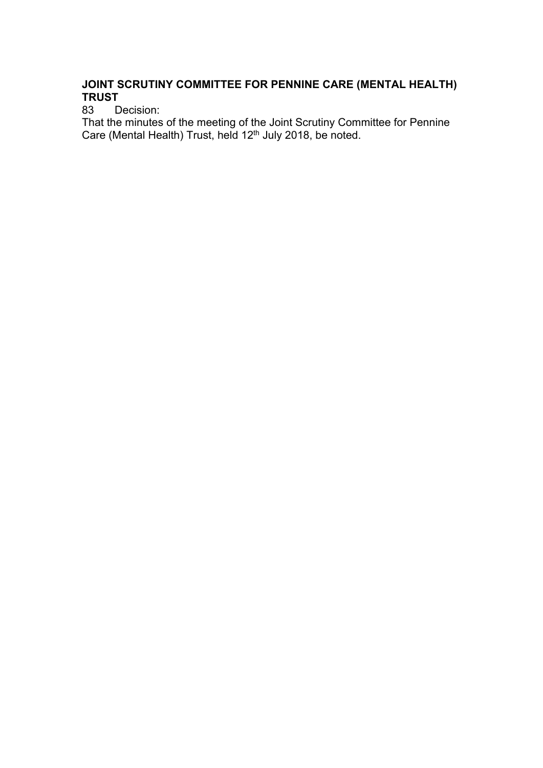**JOINT SCRUTINY COMMITTEE FOR PENNINE CARE (MENTAL HEALTH) TRUST**

83 Decision:

That the minutes of the meeting of the Joint Scrutiny Committee for Pennine Care (Mental Health) Trust, held 12th July 2018, be noted.